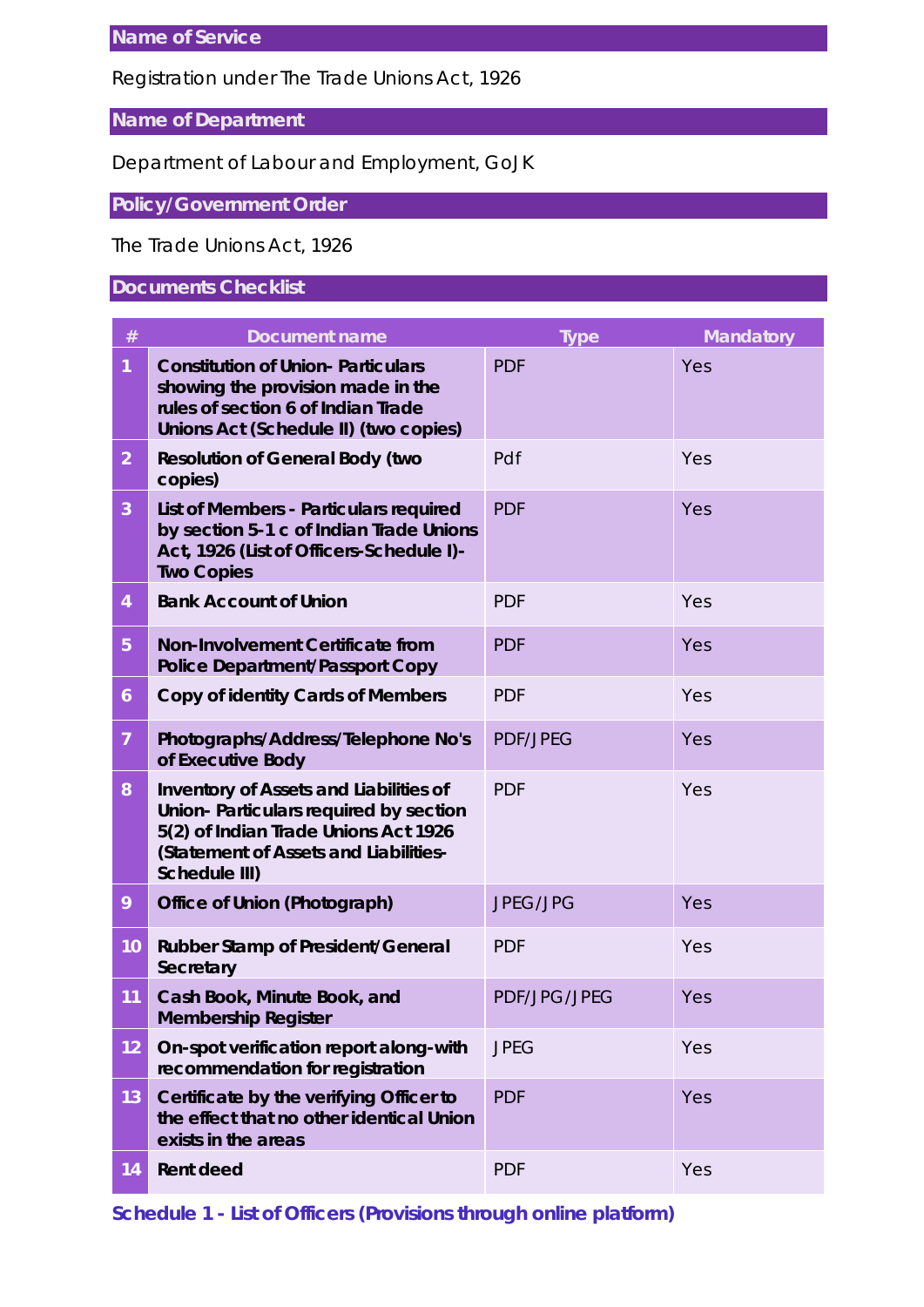## Name of Service

Registration under The Trade Unions Act, 1926

## Name of Department

Department of Labour and Employment, GoJK

## Policy/Government Order

The Trade Unions Act, 1926

## Documents Checklist

| # | Document name | Type | Mandatory |
|---|---|---|---|
| 1 | **Constitution of Union- Particulars showing the provision made in the rules of section 6 of Indian Trade Unions Act (Schedule II) (two copies)** | PDF | Yes |
| 2 | **Resolution of General Body (two copies)** | Pdf | Yes |
| 3 | **List of Members - Particulars required by section 5-1 c of Indian Trade Unions Act, 1926 (List of Officers-Schedule I)- Two Copies** | PDF | Yes |
| 4 | **Bank Account of Union** | PDF | Yes |
| 5 | **Non-Involvement Certificate from Police Department/Passport Copy** | PDF | Yes |
| 6 | **Copy of identity Cards of Members** | PDF | Yes |
| 7 | **Photographs/Address/Telephone No's of Executive Body** | PDF/JPEG | Yes |
| 8 | **Inventory of Assets and Liabilities of Union- Particulars required by section 5(2) of Indian Trade Unions Act 1926 (Statement of Assets and Liabilities-Schedule III)** | PDF | Yes |
| 9 | **Office of Union (Photograph)** | JPEG/JPG | Yes |
| 10 | **Rubber Stamp of President/General Secretary** | PDF | Yes |
| 11 | **Cash Book, Minute Book, and Membership Register** | PDF/JPG/JPEG | Yes |
| 12 | **On-spot verification report along-with recommendation for registration** | JPEG | Yes |
| 13 | **Certificate by the verifying Officer to the effect that no other identical Union exists in the areas** | PDF | Yes |
| 14 | **Rent deed** | PDF | Yes |

### Schedule 1 - List of Officers (Provisions through online platform)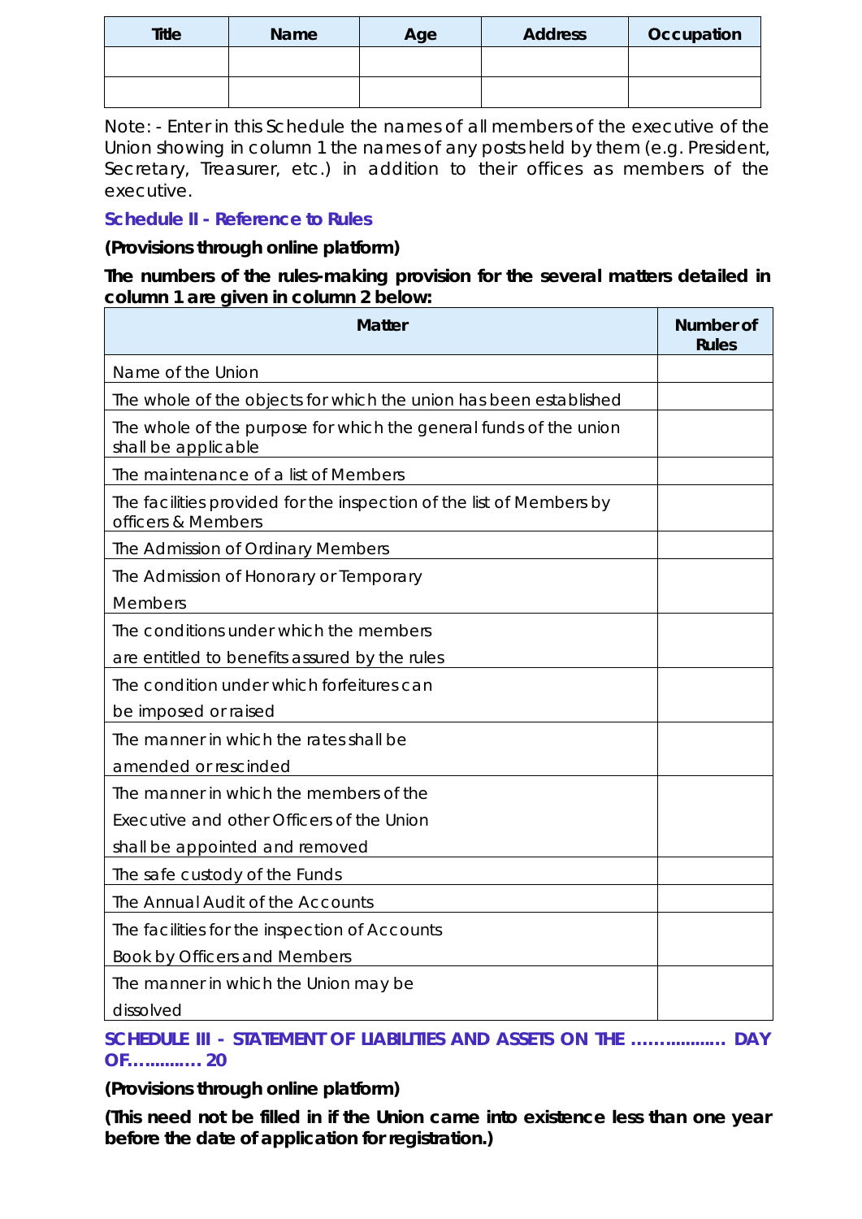| Title | Name | Age | Address | Occupation |
|---|---|---|---|---|
| | | | | |
| | | | | |

Note: - Enter in this Schedule the names of all members of the executive of the Union showing in column 1 the names of any posts held by them (e.g. President, Secretary, Treasurer, etc.) in addition to their offices as members of the executive.

### Schedule II - Reference to Rules

**(Provisions through online platform)**

**The numbers of the rules-making provision for the several matters detailed in column 1 are given in column 2 below:**

| Matter | Number of Rules |
|---|---|
| Name of the Union | |
| The whole of the objects for which the union has been established | |
| The whole of the purpose for which the general funds of the union shall be applicable | |
| The maintenance of a list of Members | |
| The facilities provided for the inspection of the list of Members by officers & Members | |
| The Admission of Ordinary Members | |
| The Admission of Honorary or Temporary Members | |
| The conditions under which the members are entitled to benefits assured by the rules | |
| The condition under which forfeitures can be imposed or raised | |
| The manner in which the rates shall be amended or rescinded | |
| The manner in which the members of the Executive and other Officers of the Union shall be appointed and removed | |
| The safe custody of the Funds | |
| The Annual Audit of the Accounts | |
| The facilities for the inspection of Accounts Book by Officers and Members | |
| The manner in which the Union may be dissolved | |

### SCHEDULE III - STATEMENT OF LIABILITIES AND ASSETS ON THE ……………… DAY OF…………. 20

**(Provisions through online platform)**

**(This need not be filled in if the Union came into existence less than one year before the date of application for registration.)**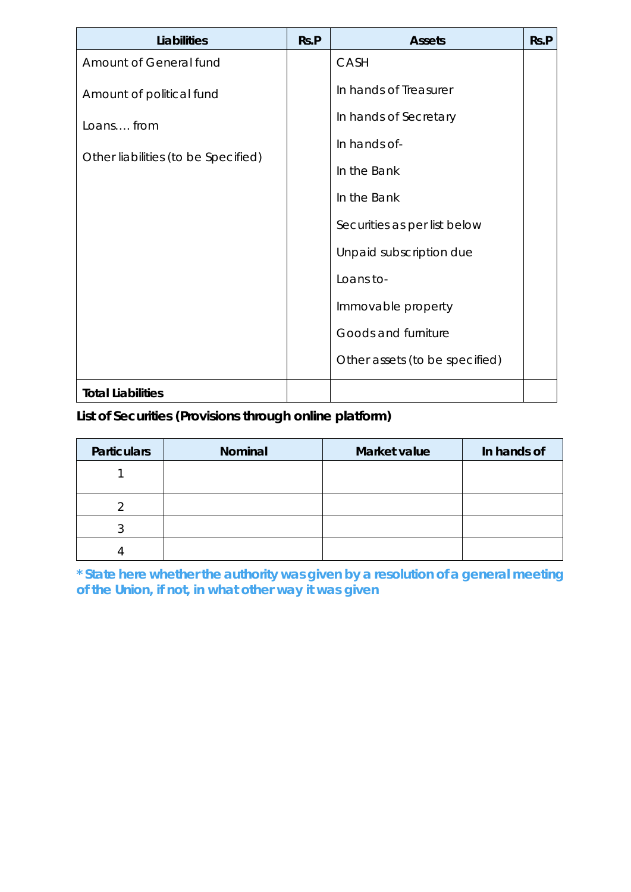| Liabilities | Rs.P | Assets | Rs.P |
|---|---|---|---|
| Amount of General fund | | CASH | |
| Amount of political fund | | In hands of Treasurer | |
| Loans…. from | | In hands of Secretary | |
| Other liabilities (to be Specified) | | In hands of- | |
| | | In the Bank | |
| | | In the Bank | |
| | | Securities as per list below | |
| | | Unpaid subscription due | |
| | | Loans to- | |
| | | Immovable property | |
| | | Goods and furniture | |
| | | Other assets (to be specified) | |
| **Total Liabilities** | | | |

**List of Securities (Provisions through online platform)**

| Particulars | Nominal | Market value | In hands of |
|---|---|---|---|
| 1 | | | |
| 2 | | | |
| 3 | | | |
| 4 | | | |

**\* State here whether the authority was given by a resolution of a general meeting of the Union, if not, in what other way it was given**